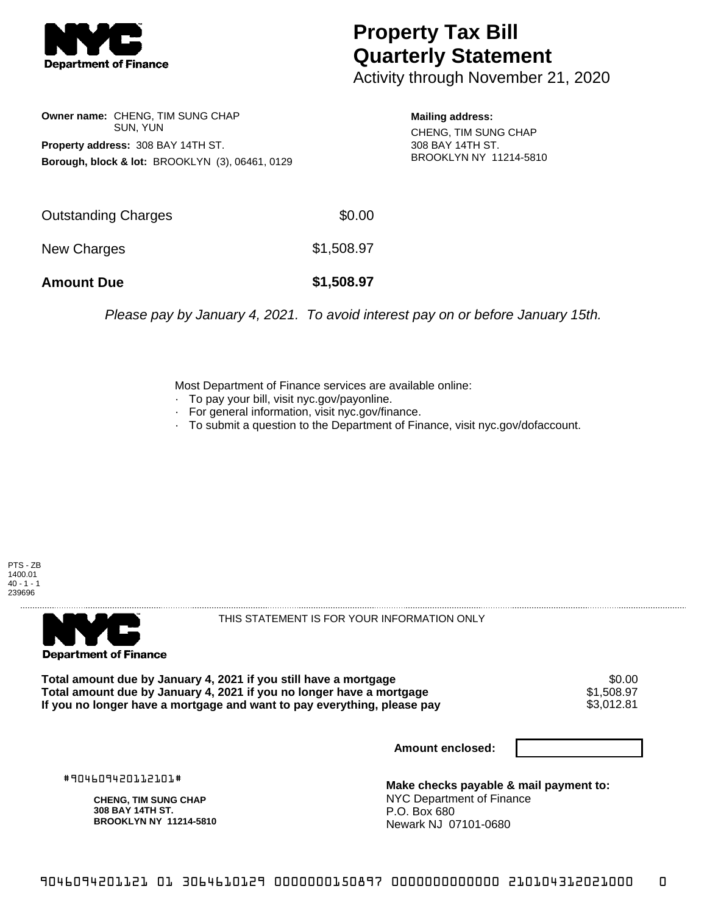**Department of Finance**

# Property Tax Bill Quarterly Statement

Activity through November 21, 2020

**Owner name:** CHENG, TIM SUNG CHAP
SUN, YUN

**Property address:** 308 BAY 14TH ST.

**Borough, block & lot:** BROOKLYN (3), 06461, 0129

**Mailing address:**
CHENG, TIM SUNG CHAP
308 BAY 14TH ST.
BROOKLYN NY 11214-5810

| | |
|---|---|
| Outstanding Charges | $0.00 |
| New Charges | $1,508.97 |
| **Amount Due** | **$1,508.97** |

*Please pay by January 4, 2021. To avoid interest pay on or before January 15th.*

Most Department of Finance services are available online:

- To pay your bill, visit nyc.gov/payonline.
- For general information, visit nyc.gov/finance.
- To submit a question to the Department of Finance, visit nyc.gov/dofaccount.

PTS - ZB
1400.01
40 - 1 - 1
239696

**Department of Finance**

THIS STATEMENT IS FOR YOUR INFORMATION ONLY

| | |
|---|---|
| **Total amount due by January 4, 2021 if you still have a mortgage** | $0.00 |
| **Total amount due by January 4, 2021 if you no longer have a mortgage** | $1,508.97 |
| **If you no longer have a mortgage and want to pay everything, please pay** | $3,012.81 |

**Amount enclosed:**

#904609420112101#

**CHENG, TIM SUNG CHAP**
**308 BAY 14TH ST.**
**BROOKLYN NY 11214-5810**

**Make checks payable & mail payment to:**
NYC Department of Finance
P.O. Box 680
Newark NJ 07101-0680

9046094201121 01 3064610129 0000000150897 0000000000000 210104312021000 0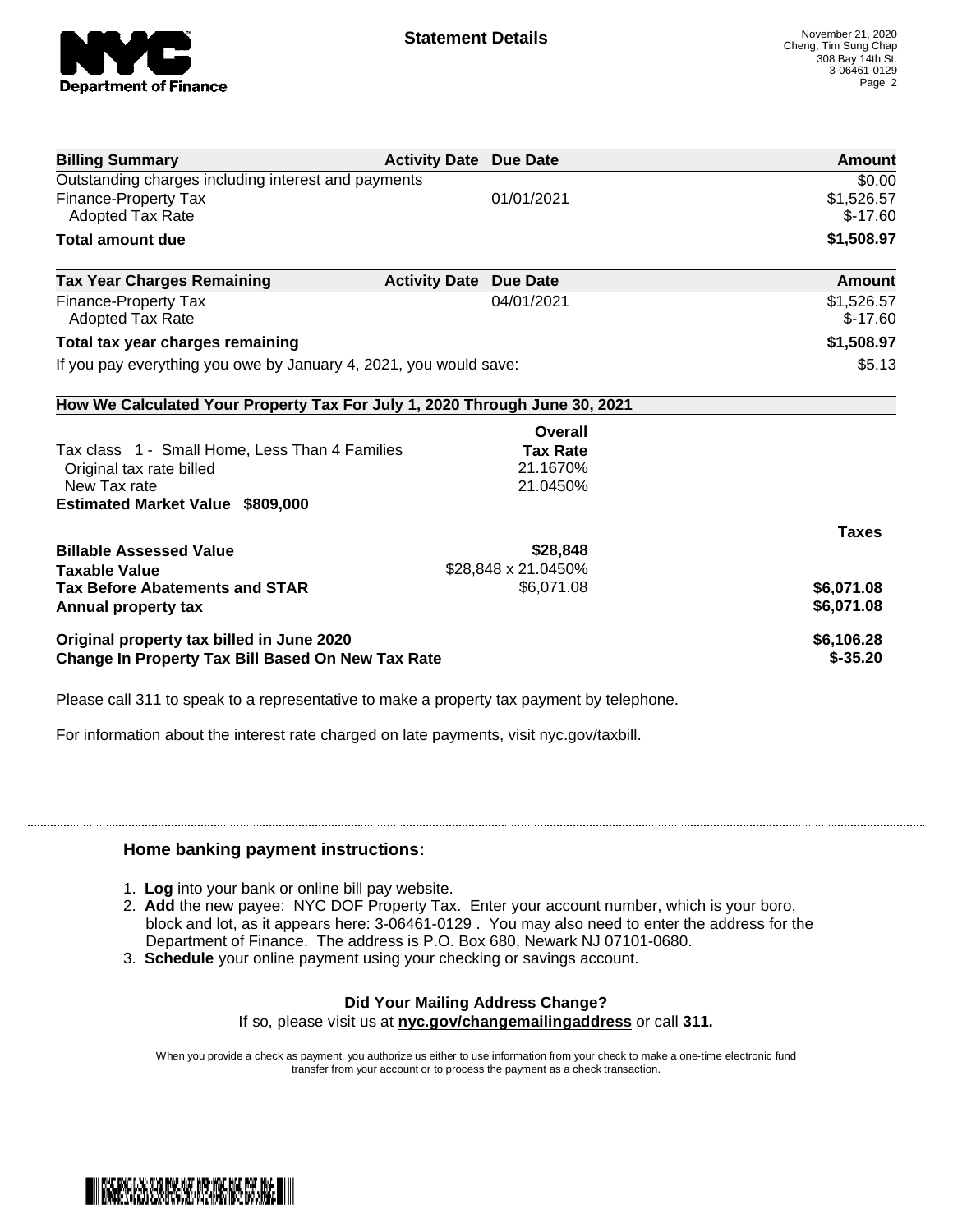# Statement Details

November 21, 2020
Cheng, Tim Sung Chap
308 Bay 14th St.
3-06461-0129

| Billing Summary | Activity Date | Due Date | Amount |
|---|---|---|---|
| Outstanding charges including interest and payments | | | $0.00 |
| Finance-Property Tax | | 01/01/2021 | $1,526.57 |
| Adopted Tax Rate | | | $-17.60 |
| **Total amount due** | | | **$1,508.97** |

| Tax Year Charges Remaining | Activity Date | Due Date | Amount |
|---|---|---|---|
| Finance-Property Tax | | 04/01/2021 | $1,526.57 |
| Adopted Tax Rate | | | $-17.60 |
| **Total tax year charges remaining** | | | **$1,508.97** |
| If you pay everything you owe by January 4, 2021, you would save: | | | $5.13 |

## How We Calculated Your Property Tax For July 1, 2020 Through June 30, 2021

| | Overall Tax Rate | Taxes |
|---|---|---|
| Tax class 1 - Small Home, Less Than 4 Families | | |
| Original tax rate billed | 21.1670% | |
| New Tax rate | 21.0450% | |
| **Estimated Market Value $809,000** | | |
| **Billable Assessed Value** | **$28,848** | |
| **Taxable Value** | $28,848 x 21.0450% | |
| **Tax Before Abatements and STAR** | $6,071.08 | **$6,071.08** |
| **Annual property tax** | | **$6,071.08** |
| **Original property tax billed in June 2020** | | **$6,106.28** |
| **Change In Property Tax Bill Based On New Tax Rate** | | **$-35.20** |

Please call 311 to speak to a representative to make a property tax payment by telephone.

For information about the interest rate charged on late payments, visit nyc.gov/taxbill.

## Home banking payment instructions:

1. **Log** into your bank or online bill pay website.
2. **Add** the new payee: NYC DOF Property Tax. Enter your account number, which is your boro, block and lot, as it appears here: 3-06461-0129 . You may also need to enter the address for the Department of Finance. The address is P.O. Box 680, Newark NJ 07101-0680.
3. **Schedule** your online payment using your checking or savings account.

**Did Your Mailing Address Change?**
If so, please visit us at **nyc.gov/changemailingaddress** or call **311.**

When you provide a check as payment, you authorize us either to use information from your check to make a one-time electronic fund transfer from your account or to process the payment as a check transaction.